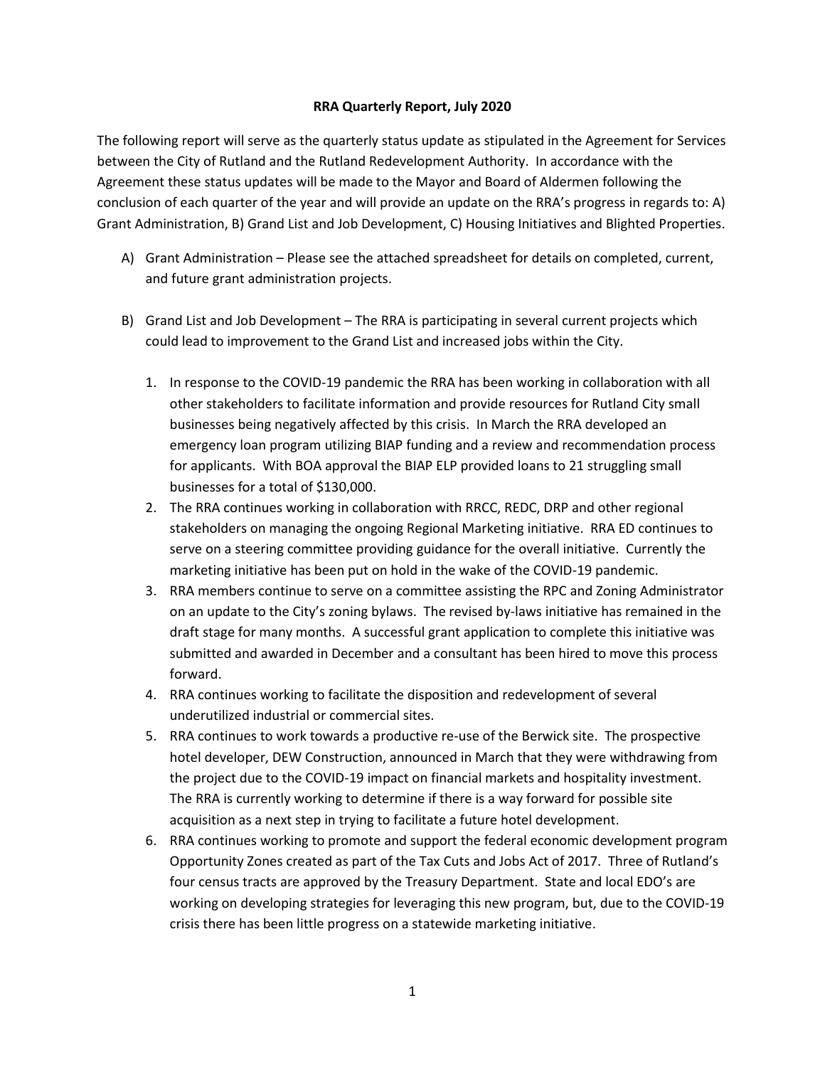# RRA Quarterly Report, July 2020

The following report will serve as the quarterly status update as stipulated in the Agreement for Services between the City of Rutland and the Rutland Redevelopment Authority. In accordance with the Agreement these status updates will be made to the Mayor and Board of Aldermen following the conclusion of each quarter of the year and will provide an update on the RRA's progress in regards to: A) Grant Administration, B) Grand List and Job Development, C) Housing Initiatives and Blighted Properties.

A) Grant Administration – Please see the attached spreadsheet for details on completed, current, and future grant administration projects.

B) Grand List and Job Development – The RRA is participating in several current projects which could lead to improvement to the Grand List and increased jobs within the City.

   1. In response to the COVID-19 pandemic the RRA has been working in collaboration with all other stakeholders to facilitate information and provide resources for Rutland City small businesses being negatively affected by this crisis. In March the RRA developed an emergency loan program utilizing BIAP funding and a review and recommendation process for applicants. With BOA approval the BIAP ELP provided loans to 21 struggling small businesses for a total of $130,000.
   2. The RRA continues working in collaboration with RRCC, REDC, DRP and other regional stakeholders on managing the ongoing Regional Marketing initiative. RRA ED continues to serve on a steering committee providing guidance for the overall initiative. Currently the marketing initiative has been put on hold in the wake of the COVID-19 pandemic.
   3. RRA members continue to serve on a committee assisting the RPC and Zoning Administrator on an update to the City's zoning bylaws. The revised by-laws initiative has remained in the draft stage for many months. A successful grant application to complete this initiative was submitted and awarded in December and a consultant has been hired to move this process forward.
   4. RRA continues working to facilitate the disposition and redevelopment of several underutilized industrial or commercial sites.
   5. RRA continues to work towards a productive re-use of the Berwick site. The prospective hotel developer, DEW Construction, announced in March that they were withdrawing from the project due to the COVID-19 impact on financial markets and hospitality investment. The RRA is currently working to determine if there is a way forward for possible site acquisition as a next step in trying to facilitate a future hotel development.
   6. RRA continues working to promote and support the federal economic development program Opportunity Zones created as part of the Tax Cuts and Jobs Act of 2017. Three of Rutland's four census tracts are approved by the Treasury Department. State and local EDO's are working on developing strategies for leveraging this new program, but, due to the COVID-19 crisis there has been little progress on a statewide marketing initiative.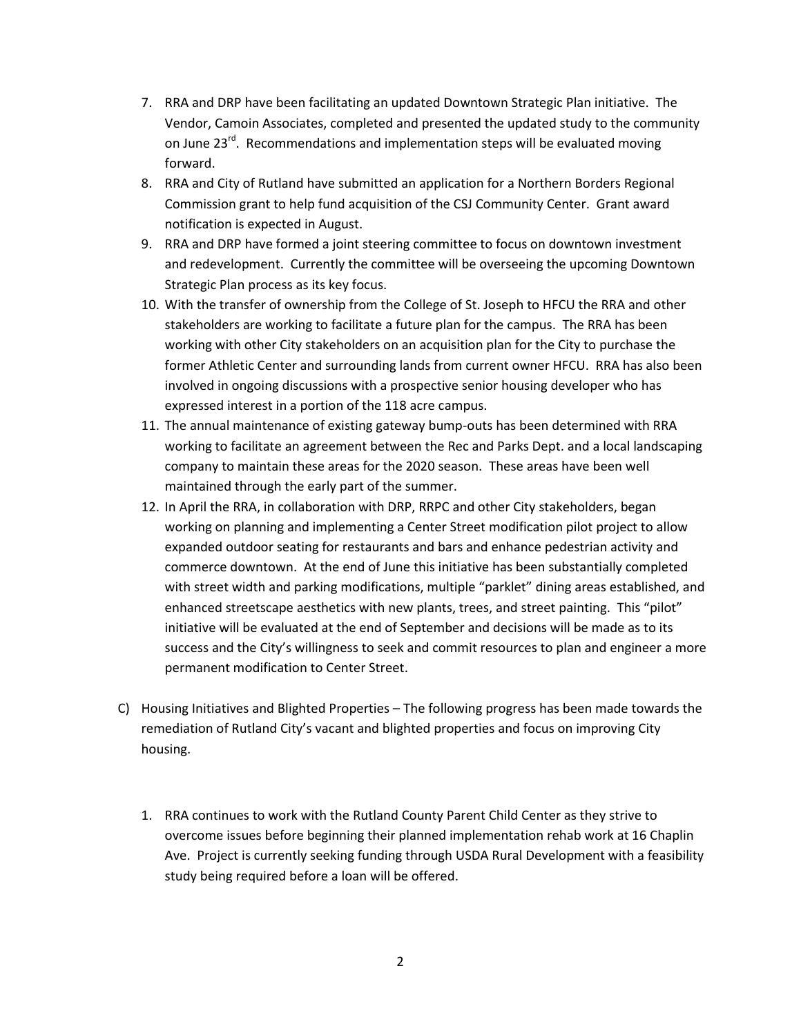7. RRA and DRP have been facilitating an updated Downtown Strategic Plan initiative. The Vendor, Camoin Associates, completed and presented the updated study to the community on June 23rd. Recommendations and implementation steps will be evaluated moving forward.
8. RRA and City of Rutland have submitted an application for a Northern Borders Regional Commission grant to help fund acquisition of the CSJ Community Center. Grant award notification is expected in August.
9. RRA and DRP have formed a joint steering committee to focus on downtown investment and redevelopment. Currently the committee will be overseeing the upcoming Downtown Strategic Plan process as its key focus.
10. With the transfer of ownership from the College of St. Joseph to HFCU the RRA and other stakeholders are working to facilitate a future plan for the campus. The RRA has been working with other City stakeholders on an acquisition plan for the City to purchase the former Athletic Center and surrounding lands from current owner HFCU. RRA has also been involved in ongoing discussions with a prospective senior housing developer who has expressed interest in a portion of the 118 acre campus.
11. The annual maintenance of existing gateway bump-outs has been determined with RRA working to facilitate an agreement between the Rec and Parks Dept. and a local landscaping company to maintain these areas for the 2020 season. These areas have been well maintained through the early part of the summer.
12. In April the RRA, in collaboration with DRP, RRPC and other City stakeholders, began working on planning and implementing a Center Street modification pilot project to allow expanded outdoor seating for restaurants and bars and enhance pedestrian activity and commerce downtown. At the end of June this initiative has been substantially completed with street width and parking modifications, multiple "parklet" dining areas established, and enhanced streetscape aesthetics with new plants, trees, and street painting. This "pilot" initiative will be evaluated at the end of September and decisions will be made as to its success and the City's willingness to seek and commit resources to plan and engineer a more permanent modification to Center Street.

C) Housing Initiatives and Blighted Properties – The following progress has been made towards the remediation of Rutland City's vacant and blighted properties and focus on improving City housing.

1. RRA continues to work with the Rutland County Parent Child Center as they strive to overcome issues before beginning their planned implementation rehab work at 16 Chaplin Ave. Project is currently seeking funding through USDA Rural Development with a feasibility study being required before a loan will be offered.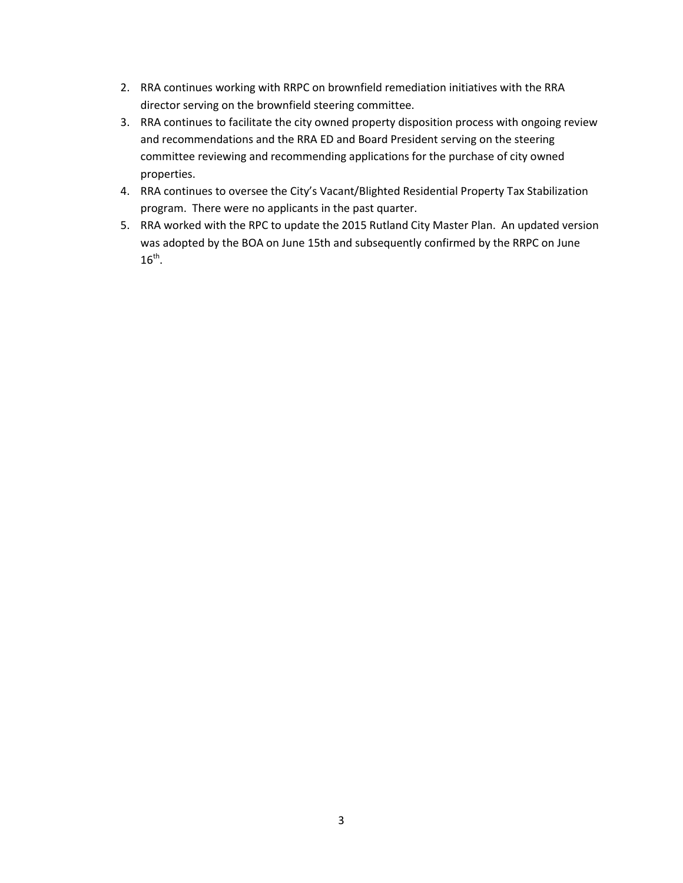2. RRA continues working with RRPC on brownfield remediation initiatives with the RRA director serving on the brownfield steering committee.
3. RRA continues to facilitate the city owned property disposition process with ongoing review and recommendations and the RRA ED and Board President serving on the steering committee reviewing and recommending applications for the purchase of city owned properties.
4. RRA continues to oversee the City's Vacant/Blighted Residential Property Tax Stabilization program. There were no applicants in the past quarter.
5. RRA worked with the RPC to update the 2015 Rutland City Master Plan. An updated version was adopted by the BOA on June 15th and subsequently confirmed by the RRPC on June 16th.